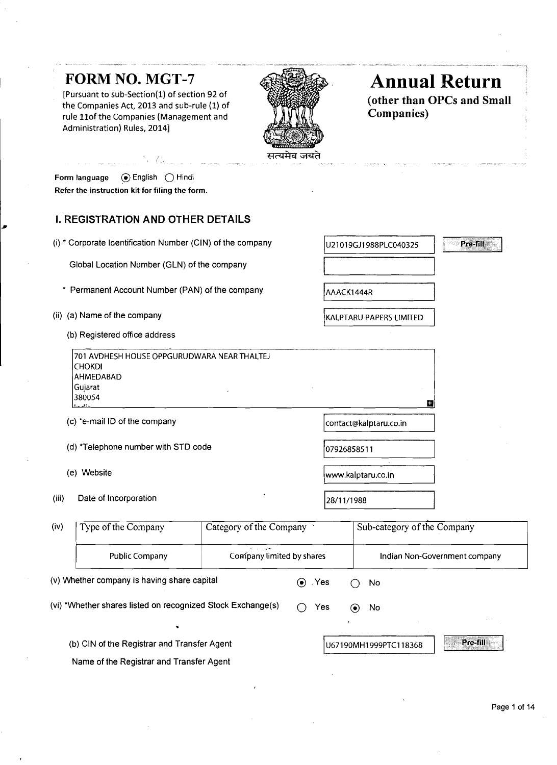# FORM NO. MGT-7

[Pursuant to sub-Section(1) of section 92 of the Companies Act, 2013 and sub-rule (1) of rule 11of the Companies (Management and Administration) Rules, 2014]

सत्यमेव जयते

## Annual Return

**(other than OPCs and Small Companies)**

Form language (◉) English ( ) Hindi

**Refer the instruction kit for filing the form.**

### I. REGISTRATION AND OTHER DETAILS

(i) * Corporate Identification Number (CIN) of the company: U21019GJ1988PLC040325 [Pre-fill]

Global Location Number (GLN) of the company:

\* Permanent Account Number (PAN) of the company: AAACK1444R

(ii) (a) Name of the company: KALPTARU PAPERS LIMITED

(b) Registered office address

701 AVDHESH HOUSE OPPGURUDWARA NEAR THALTEJ
CHOKDI
AHMEDABAD
Gujarat
380054

(c) *e-mail ID of the company: contact@kalptaru.co.in

(d) *Telephone number with STD code: 07926858511

(e) Website: www.kalptaru.co.in

(iii) Date of Incorporation: 28/11/1988

(iv)

| Type of the Company | Category of the Company | Sub-category of the Company |
|---|---|---|
| Public Company | Company limited by shares | Indian Non-Government company |

(v) Whether company is having share capital (◉) Yes ( ) No

(vi) *Whether shares listed on recognized Stock Exchange(s) ( ) Yes (◉) No

(b) CIN of the Registrar and Transfer Agent: U67190MH1999PTC118368 [Pre-fill]

Name of the Registrar and Transfer Agent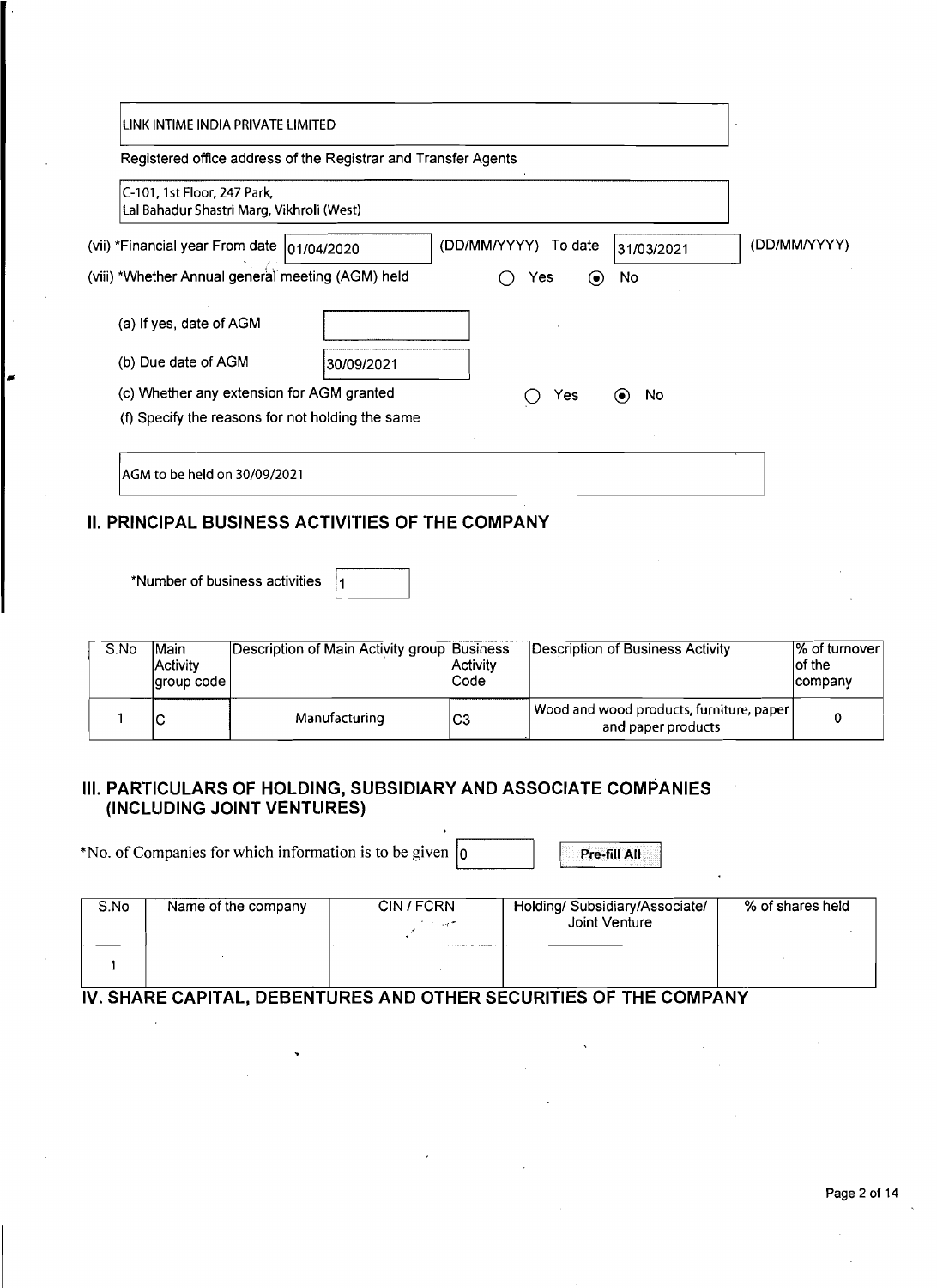LINK INTIME INDIA PRIVATE LIMITED

Registered office address of the Registrar and Transfer Agents

C-101, 1st Floor, 247 Park,
Lal Bahadur Shastri Marg, Vikhroli (West)

(vii) *Financial year From date 01/04/2020 (DD/MM/YYYY) To date 31/03/2021 (DD/MM/YYYY)

(viii) *Whether Annual general meeting (AGM) held ○ Yes ◉ No

(a) If yes, date of AGM

(b) Due date of AGM 30/09/2021

(c) Whether any extension for AGM granted ○ Yes ◉ No

(f) Specify the reasons for not holding the same

AGM to be held on 30/09/2021

## II. PRINCIPAL BUSINESS ACTIVITIES OF THE COMPANY

*Number of business activities 1

| S.No | Main Activity group code | Description of Main Activity group | Business Activity Code | Description of Business Activity | % of turnover of the company |
|---|---|---|---|---|---|
| 1 | C | Manufacturing | C3 | Wood and wood products, furniture, paper and paper products | 0 |

## III. PARTICULARS OF HOLDING, SUBSIDIARY AND ASSOCIATE COMPANIES (INCLUDING JOINT VENTURES)

*No. of Companies for which information is to be given 0 Pre-fill All

| S.No | Name of the company | CIN / FCRN | Holding/ Subsidiary/Associate/ Joint Venture | % of shares held |
|---|---|---|---|---|
| 1 | | | | |

## IV. SHARE CAPITAL, DEBENTURES AND OTHER SECURITIES OF THE COMPANY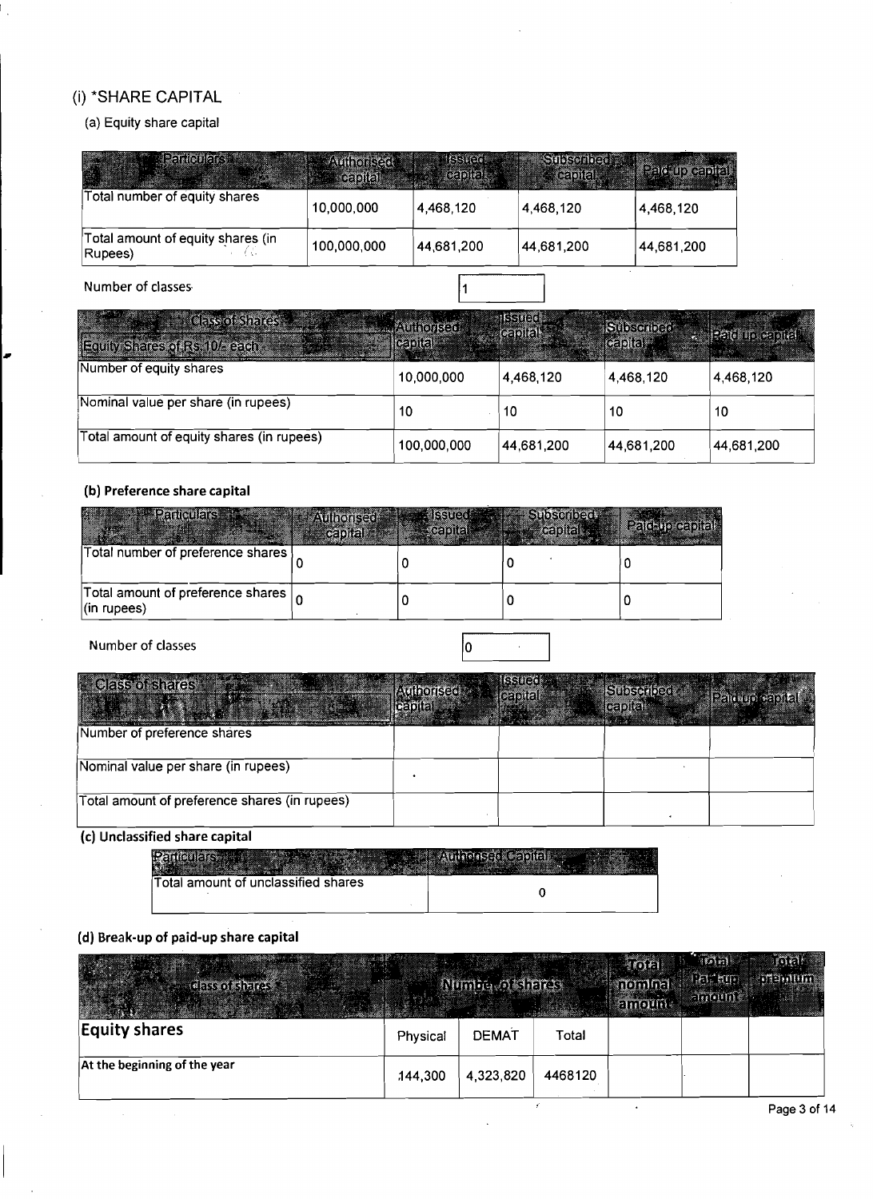## (i) *SHARE CAPITAL

### (a) Equity share capital

| Particulars | Authorised capital | Issued capital | Subscribed capital | Paid up capital |
|---|---|---|---|---|
| Total number of equity shares | 10,000,000 | 4,468,120 | 4,468,120 | 4,468,120 |
| Total amount of equity shares (in Rupees) | 100,000,000 | 44,681,200 | 44,681,200 | 44,681,200 |

Number of classes: 1

| Class of Shares<br>Equity Shares of Rs.10/- each | Authorised capital | Issued capital | Subscribed capital | Paid up capital |
|---|---|---|---|---|
| Number of equity shares | 10,000,000 | 4,468,120 | 4,468,120 | 4,468,120 |
| Nominal value per share (in rupees) | 10 | 10 | 10 | 10 |
| Total amount of equity shares (in rupees) | 100,000,000 | 44,681,200 | 44,681,200 | 44,681,200 |

### (b) Preference share capital

| Particulars | Authorised capital | Issued capital | Subscribed capital | Paid-up capital |
|---|---|---|---|---|
| Total number of preference shares | 0 | 0 | 0 | 0 |
| Total amount of preference shares (in rupees) | 0 | 0 | 0 | 0 |

Number of classes: 0

| Class of shares | Authorised capital | Issued capital | Subscribed capital | Paid up capital |
|---|---|---|---|---|
| Number of preference shares | | | | |
| Nominal value per share (in rupees) | | | | |
| Total amount of preference shares (in rupees) | | | | |

### (c) Unclassified share capital

| Particulars | Authorised Capital |
|---|---|
| Total amount of unclassified shares | 0 |

### (d) Break-up of paid-up share capital

| Class of shares | Number of shares | | | Total nominal amount | Total Paid-up amount | Total premium |
|---|---|---|---|---|---|---|
| **Equity shares** | Physical | DEMAT | Total | | | |
| At the beginning of the year | 144,300 | 4,323,820 | 4468120 | | | |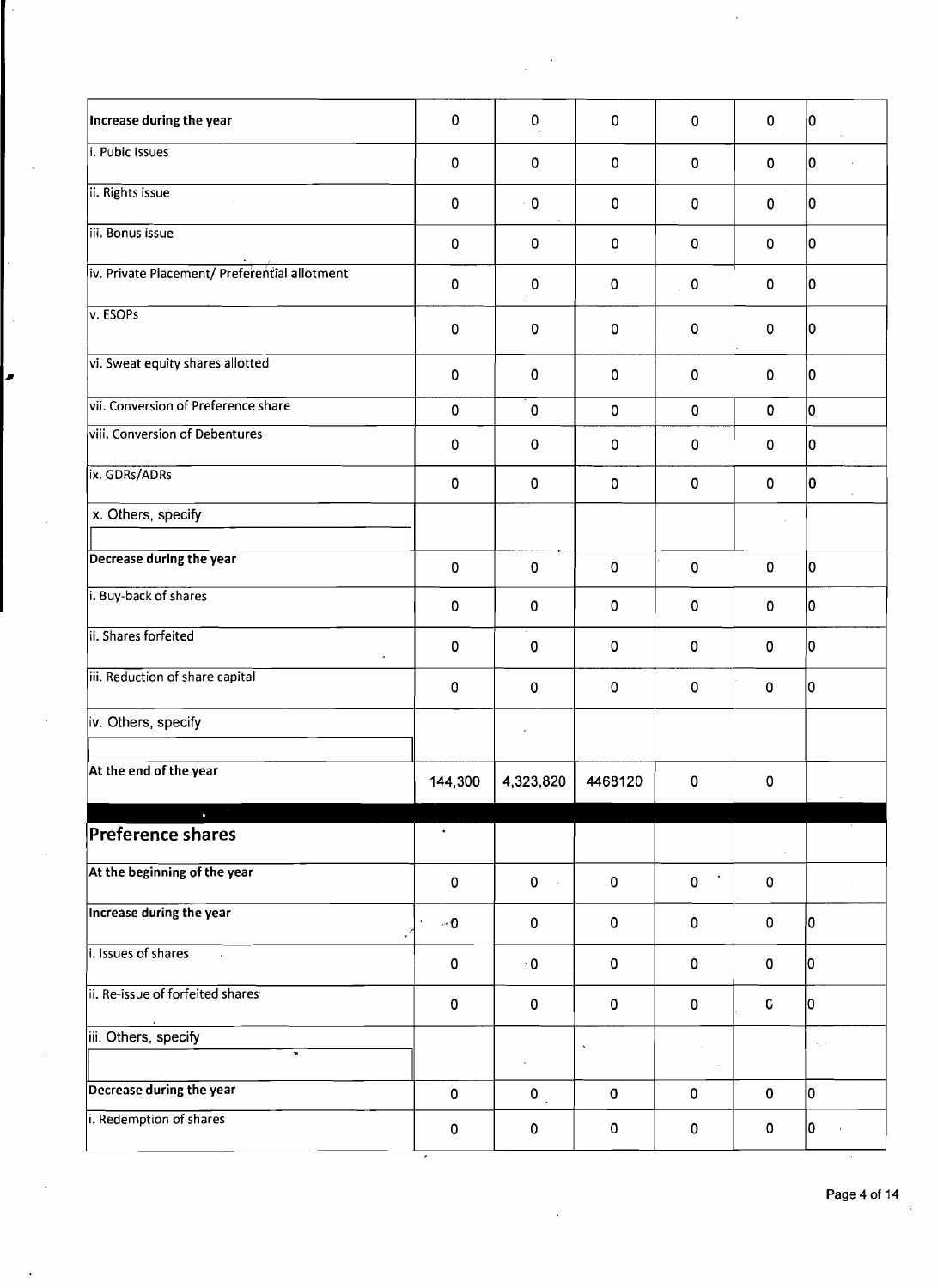| | | | | | | |
|---|---|---|---|---|---|---|
| **Increase during the year** | 0 | 0 | 0 | 0 | 0 | 0 |
| i. Pubic Issues | 0 | 0 | 0 | 0 | 0 | 0 |
| ii. Rights issue | 0 | 0 | 0 | 0 | 0 | 0 |
| iii. Bonus issue | 0 | 0 | 0 | 0 | 0 | 0 |
| iv. Private Placement/ Preferential allotment | 0 | 0 | 0 | 0 | 0 | 0 |
| v. ESOPs | 0 | 0 | 0 | 0 | 0 | 0 |
| vi. Sweat equity shares allotted | 0 | 0 | 0 | 0 | 0 | 0 |
| vii. Conversion of Preference share | 0 | 0 | 0 | 0 | 0 | 0 |
| viii. Conversion of Debentures | 0 | 0 | 0 | 0 | 0 | 0 |
| ix. GDRs/ADRs | 0 | 0 | 0 | 0 | 0 | 0 |
| x. Others, specify | | | | | | |
| **Decrease during the year** | 0 | 0 | 0 | 0 | 0 | 0 |
| i. Buy-back of shares | 0 | 0 | 0 | 0 | 0 | 0 |
| ii. Shares forfeited | 0 | 0 | 0 | 0 | 0 | 0 |
| iii. Reduction of share capital | 0 | 0 | 0 | 0 | 0 | 0 |
| iv. Others, specify | | | | | | |
| **At the end of the year** | 144,300 | 4,323,820 | 4468120 | 0 | 0 | |
| **Preference shares** | | | | | | |
| **At the beginning of the year** | 0 | 0 | 0 | 0 | 0 | |
| **Increase during the year** | 0 | 0 | 0 | 0 | 0 | 0 |
| i. Issues of shares | 0 | 0 | 0 | 0 | 0 | 0 |
| ii. Re-issue of forfeited shares | 0 | 0 | 0 | 0 | 0 | 0 |
| iii. Others, specify | | | | | | |
| **Decrease during the year** | 0 | 0 | 0 | 0 | 0 | 0 |
| i. Redemption of shares | 0 | 0 | 0 | 0 | 0 | 0 |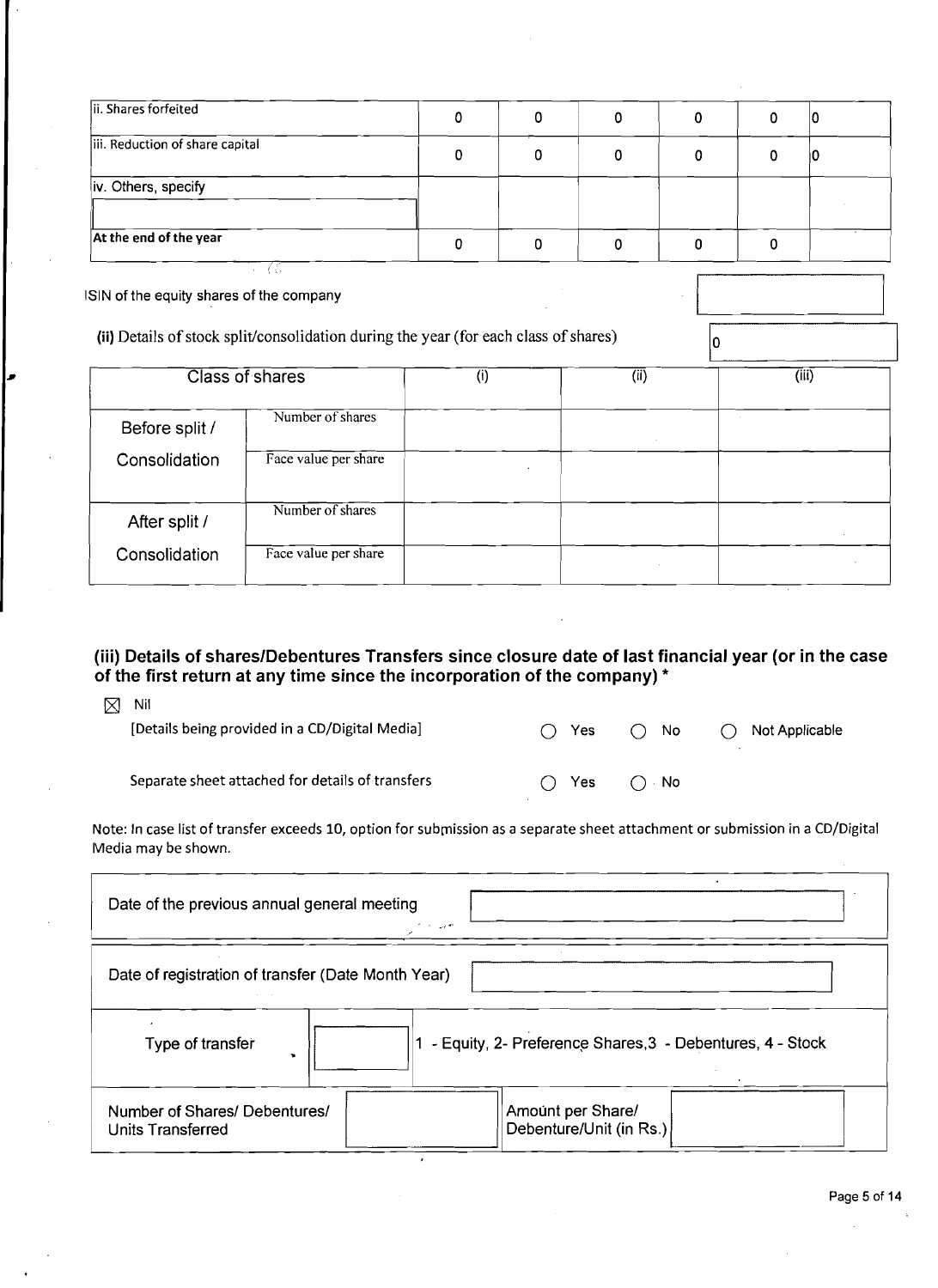| | | | | | | |
|---|---|---|---|---|---|---|
| ii. Shares forfeited | 0 | 0 | 0 | 0 | 0 | 0 |
| iii. Reduction of share capital | 0 | 0 | 0 | 0 | 0 | 0 |
| iv. Others, specify | | | | | | |
| At the end of the year | 0 | 0 | 0 | 0 | 0 | |

ISIN of the equity shares of the company

**(ii)** Details of stock split/consolidation during the year (for each class of shares) 0

| Class of shares | | (i) | (ii) | (iii) |
|---|---|---|---|---|
| Before split / Consolidation | Number of shares | | | |
| | Face value per share | | | |
| After split / Consolidation | Number of shares | | | |
| | Face value per share | | | |

### (iii) Details of shares/Debentures Transfers since closure date of last financial year (or in the case of the first return at any time since the incorporation of the company) *

☒ Nil

[Details being provided in a CD/Digital Media] ○ Yes ○ No ○ Not Applicable

Separate sheet attached for details of transfers ○ Yes ○ No

Note: In case list of transfer exceeds 10, option for submission as a separate sheet attachment or submission in a CD/Digital Media may be shown.

| | |
|---|---|
| Date of the previous annual general meeting | |
| Date of registration of transfer (Date Month Year) | |
| Type of transfer | 1 - Equity, 2- Preference Shares,3 - Debentures, 4 - Stock |
| Number of Shares/ Debentures/ Units Transferred | Amount per Share/ Debenture/Unit (in Rs.) |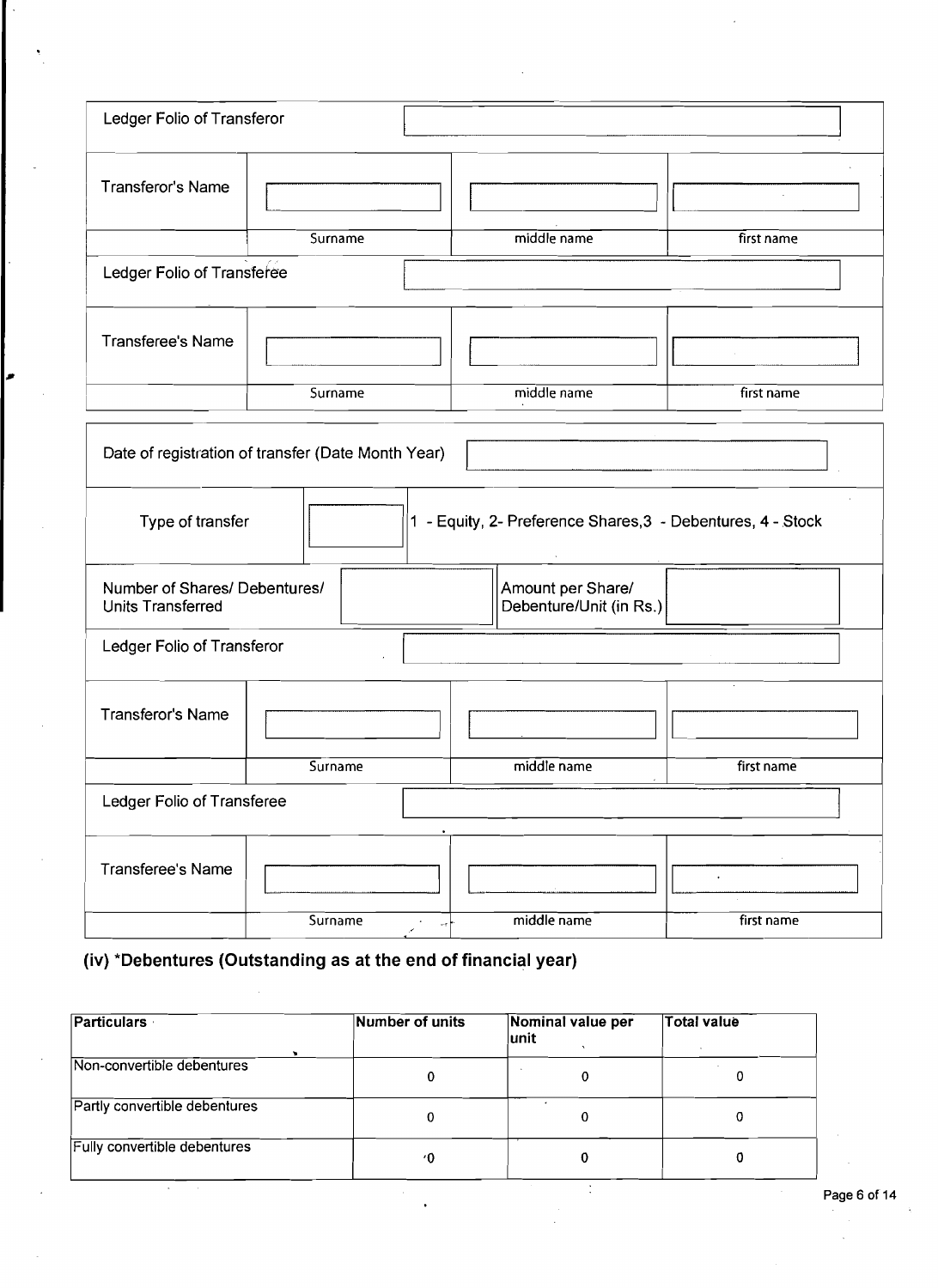| Ledger Folio of Transferor | | | |
|---|---|---|---|
| Transferor's Name | | | |
| | Surname | middle name | first name |
| Ledger Folio of Transferee | | | |
| Transferee's Name | | | |
| | Surname | middle name | first name |

| Date of registration of transfer (Date Month Year) | |
|---|---|

| Type of transfer | | 1 - Equity, 2- Preference Shares,3 - Debentures, 4 - Stock |
|---|---|---|

| Number of Shares/ Debentures/ Units Transferred | | Amount per Share/ Debenture/Unit (in Rs.) | |
|---|---|---|---|

| Ledger Folio of Transferor | | | |
|---|---|---|---|
| Transferor's Name | | | |
| | Surname | middle name | first name |
| Ledger Folio of Transferee | | | |
| Transferee's Name | | | |
| | Surname | middle name | first name |

### (iv) *Debentures (Outstanding as at the end of financial year)

| Particulars | Number of units | Nominal value per unit | Total value |
|---|---|---|---|
| Non-convertible debentures | 0 | 0 | 0 |
| Partly convertible debentures | 0 | 0 | 0 |
| Fully convertible debentures | 0 | 0 | 0 |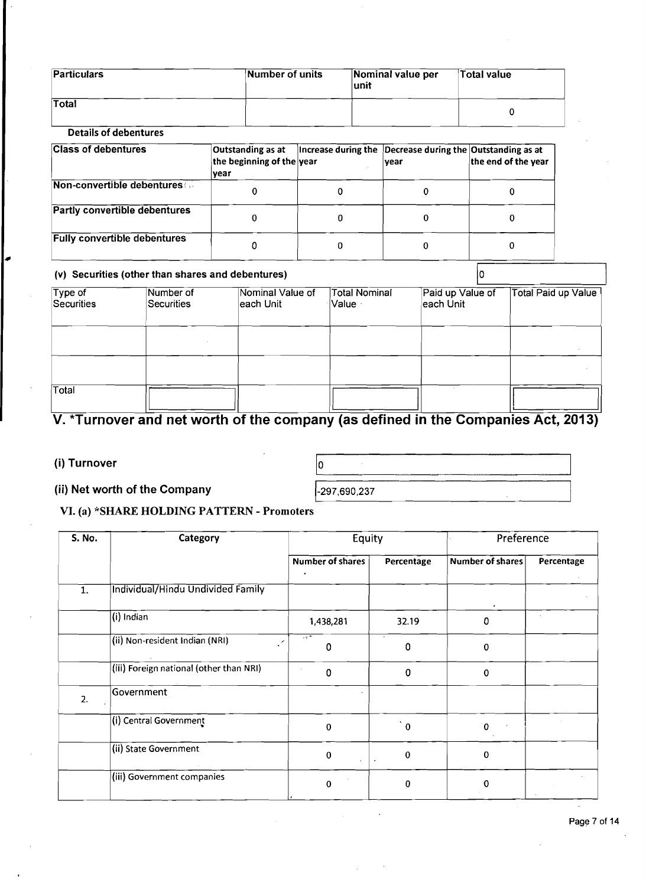| Particulars | Number of units | Nominal value per unit | Total value |
|---|---|---|---|
| Total | | | 0 |

**Details of debentures**

| Class of debentures | Outstanding as at the beginning of the year | Increase during the year | Decrease during the year | Outstanding as at the end of the year |
|---|---|---|---|---|
| Non-convertible debentures | 0 | 0 | 0 | 0 |
| Partly convertible debentures | 0 | 0 | 0 | 0 |
| Fully convertible debentures | 0 | 0 | 0 | 0 |

**(v) Securities (other than shares and debentures)** 0

| Type of Securities | Number of Securities | Nominal Value of each Unit | Total Nominal Value | Paid up Value of each Unit | Total Paid up Value |
|---|---|---|---|---|---|
| | | | | | |
| | | | | | |
| Total | | | | | |

# V. *Turnover and net worth of the company (as defined in the Companies Act, 2013)

**(i) Turnover** 0

**(ii) Net worth of the Company** -297,690,237

## VI. (a) *SHARE HOLDING PATTERN - Promoters

| S. No. | Category | Equity | | Preference | |
|---|---|---|---|---|---|
| | | Number of shares | Percentage | Number of shares | Percentage |
| 1. | Individual/Hindu Undivided Family | | | | |
| | (i) Indian | 1,438,281 | 32.19 | 0 | |
| | (ii) Non-resident Indian (NRI) | 0 | 0 | 0 | |
| | (iii) Foreign national (other than NRI) | 0 | 0 | 0 | |
| 2. | Government | | | | |
| | (i) Central Government | 0 | 0 | 0 | |
| | (ii) State Government | 0 | 0 | 0 | |
| | (iii) Government companies | 0 | 0 | 0 | |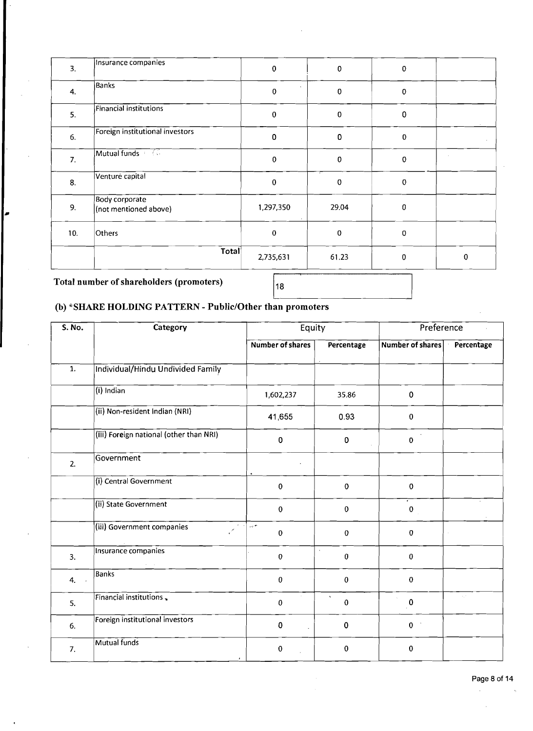| 3. | Insurance companies | 0 | 0 | 0 | |
|---|---|---|---|---|---|
| 4. | Banks | 0 | 0 | 0 | |
| 5. | Financial institutions | 0 | 0 | 0 | |
| 6. | Foreign institutional investors | 0 | 0 | 0 | |
| 7. | Mutual funds | 0 | 0 | 0 | |
| 8. | Venture capital | 0 | 0 | 0 | |
| 9. | Body corporate (not mentioned above) | 1,297,350 | 29.04 | 0 | |
| 10. | Others | 0 | 0 | 0 | |
| | Total | 2,735,631 | 61.23 | 0 | 0 |

**Total number of shareholders (promoters)** 18

### (b) *SHARE HOLDING PATTERN - Public/Other than promoters

| S. No. | Category | Equity | | Preference | |
|---|---|---|---|---|---|
| | | Number of shares | Percentage | Number of shares | Percentage |
| 1. | Individual/Hindu Undivided Family | | | | |
| | (i) Indian | 1,602,237 | 35.86 | 0 | |
| | (ii) Non-resident Indian (NRI) | 41,655 | 0.93 | 0 | |
| | (iii) Foreign national (other than NRI) | 0 | 0 | 0 | |
| 2. | Government | | | | |
| | (i) Central Government | 0 | 0 | 0 | |
| | (ii) State Government | 0 | 0 | 0 | |
| | (iii) Government companies | 0 | 0 | 0 | |
| 3. | Insurance companies | 0 | 0 | 0 | |
| 4. | Banks | 0 | 0 | 0 | |
| 5. | Financial institutions | 0 | 0 | 0 | |
| 6. | Foreign institutional investors | 0 | 0 | 0 | |
| 7. | Mutual funds | 0 | 0 | 0 | |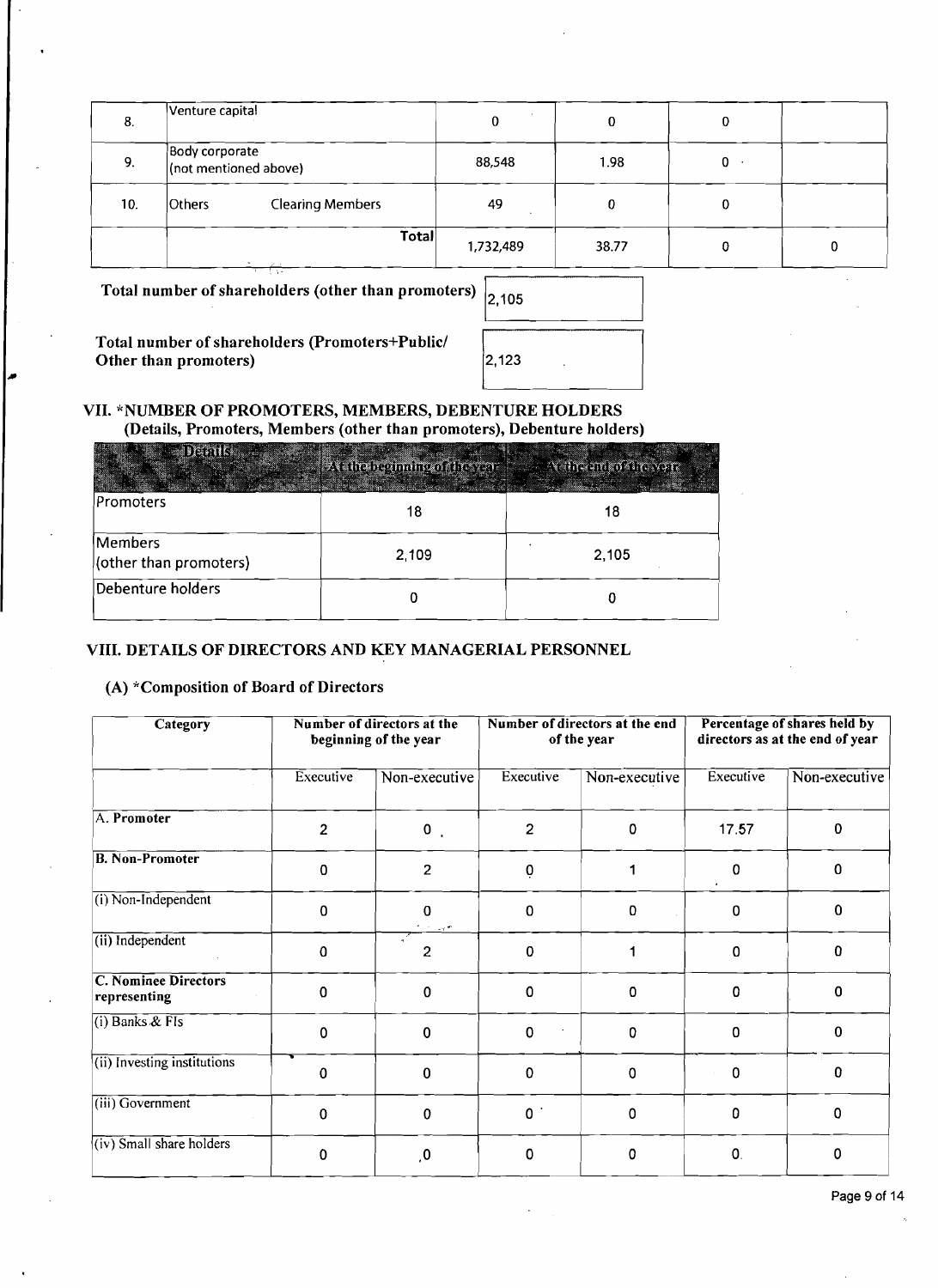| 8. | Venture capital | 0 | 0 | 0 | |
|---|---|---|---|---|---|
| 9. | Body corporate (not mentioned above) | 88,548 | 1.98 | 0 | |
| 10. | Others Clearing Members | 49 | 0 | 0 | |
| | Total | 1,732,489 | 38.77 | 0 | 0 |

**Total number of shareholders (other than promoters)** 2,105

**Total number of shareholders (Promoters+Public/ Other than promoters)** 2,123

## VII. *NUMBER OF PROMOTERS, MEMBERS, DEBENTURE HOLDERS

**(Details, Promoters, Members (other than promoters), Debenture holders)**

| Details | At the beginning of the year | At the end of the year |
|---|---|---|
| Promoters | 18 | 18 |
| Members (other than promoters) | 2,109 | 2,105 |
| Debenture holders | 0 | 0 |

## VIII. DETAILS OF DIRECTORS AND KEY MANAGERIAL PERSONNEL

### (A) *Composition of Board of Directors

| Category | Number of directors at the beginning of the year | | Number of directors at the end of the year | | Percentage of shares held by directors as at the end of year | |
|---|---|---|---|---|---|---|
| | Executive | Non-executive | Executive | Non-executive | Executive | Non-executive |
| **A. Promoter** | 2 | 0 | 2 | 0 | 17.57 | 0 |
| **B. Non-Promoter** | 0 | 2 | 0 | 1 | 0 | 0 |
| (i) Non-Independent | 0 | 0 | 0 | 0 | 0 | 0 |
| (ii) Independent | 0 | 2 | 0 | 1 | 0 | 0 |
| **C. Nominee Directors representing** | 0 | 0 | 0 | 0 | 0 | 0 |
| (i) Banks & FIs | 0 | 0 | 0 | 0 | 0 | 0 |
| (ii) Investing institutions | 0 | 0 | 0 | 0 | 0 | 0 |
| (iii) Government | 0 | 0 | 0 | 0 | 0 | 0 |
| (iv) Small share holders | 0 | 0 | 0 | 0 | 0 | 0 |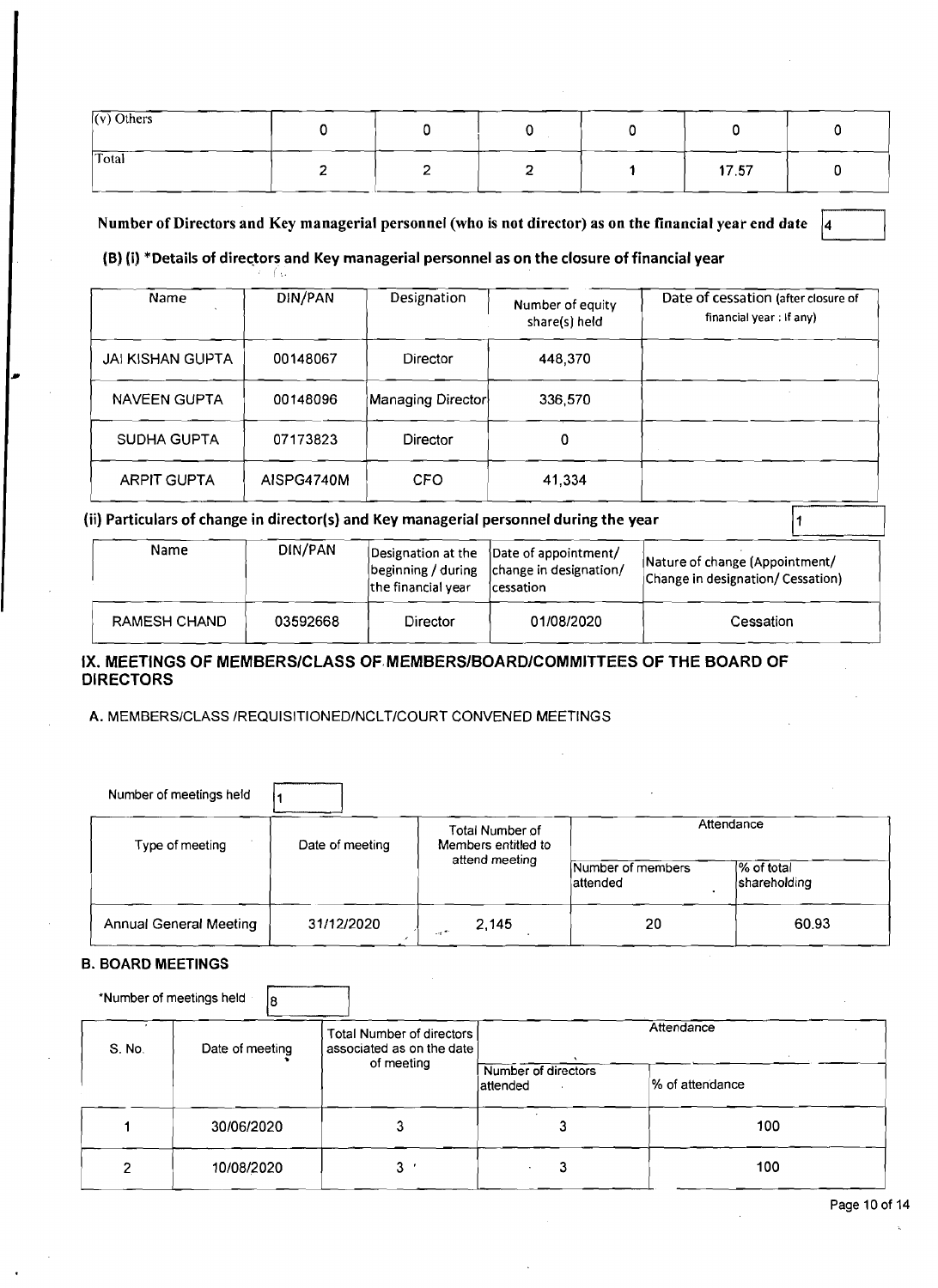| (v) Others | 0 | 0 | 0 | 0 | 0 | 0 |
|---|---|---|---|---|---|---|
| Total | 2 | 2 | 2 | 1 | 17.57 | 0 |

**Number of Directors and Key managerial personnel (who is not director) as on the financial year end date** 4

**(B) (i) \*Details of directors and Key managerial personnel as on the closure of financial year**

| Name | DIN/PAN | Designation | Number of equity share(s) held | Date of cessation (after closure of financial year : If any) |
|---|---|---|---|---|
| JAI KISHAN GUPTA | 00148067 | Director | 448,370 | |
| NAVEEN GUPTA | 00148096 | Managing Director | 336,570 | |
| SUDHA GUPTA | 07173823 | Director | 0 | |
| ARPIT GUPTA | AISPG4740M | CFO | 41,334 | |

**(ii) Particulars of change in director(s) and Key managerial personnel during the year** 1

| Name | DIN/PAN | Designation at the beginning / during the financial year | Date of appointment/ change in designation/ cessation | Nature of change (Appointment/ Change in designation/ Cessation) |
|---|---|---|---|---|
| RAMESH CHAND | 03592668 | Director | 01/08/2020 | Cessation |

## IX. MEETINGS OF MEMBERS/CLASS OF MEMBERS/BOARD/COMMITTEES OF THE BOARD OF DIRECTORS

A. MEMBERS/CLASS /REQUISITIONED/NCLT/COURT CONVENED MEETINGS

Number of meetings held 1

| Type of meeting | Date of meeting | Total Number of Members entitled to attend meeting | Attendance | |
|---|---|---|---|---|
| | | | Number of members attended | % of total shareholding |
| Annual General Meeting | 31/12/2020 | 2,145 | 20 | 60.93 |

**B. BOARD MEETINGS**

\*Number of meetings held 8

| S. No. | Date of meeting | Total Number of directors associated as on the date of meeting | Attendance | |
|---|---|---|---|---|
| | | | Number of directors attended | % of attendance |
| 1 | 30/06/2020 | 3 | 3 | 100 |
| 2 | 10/08/2020 | 3 | 3 | 100 |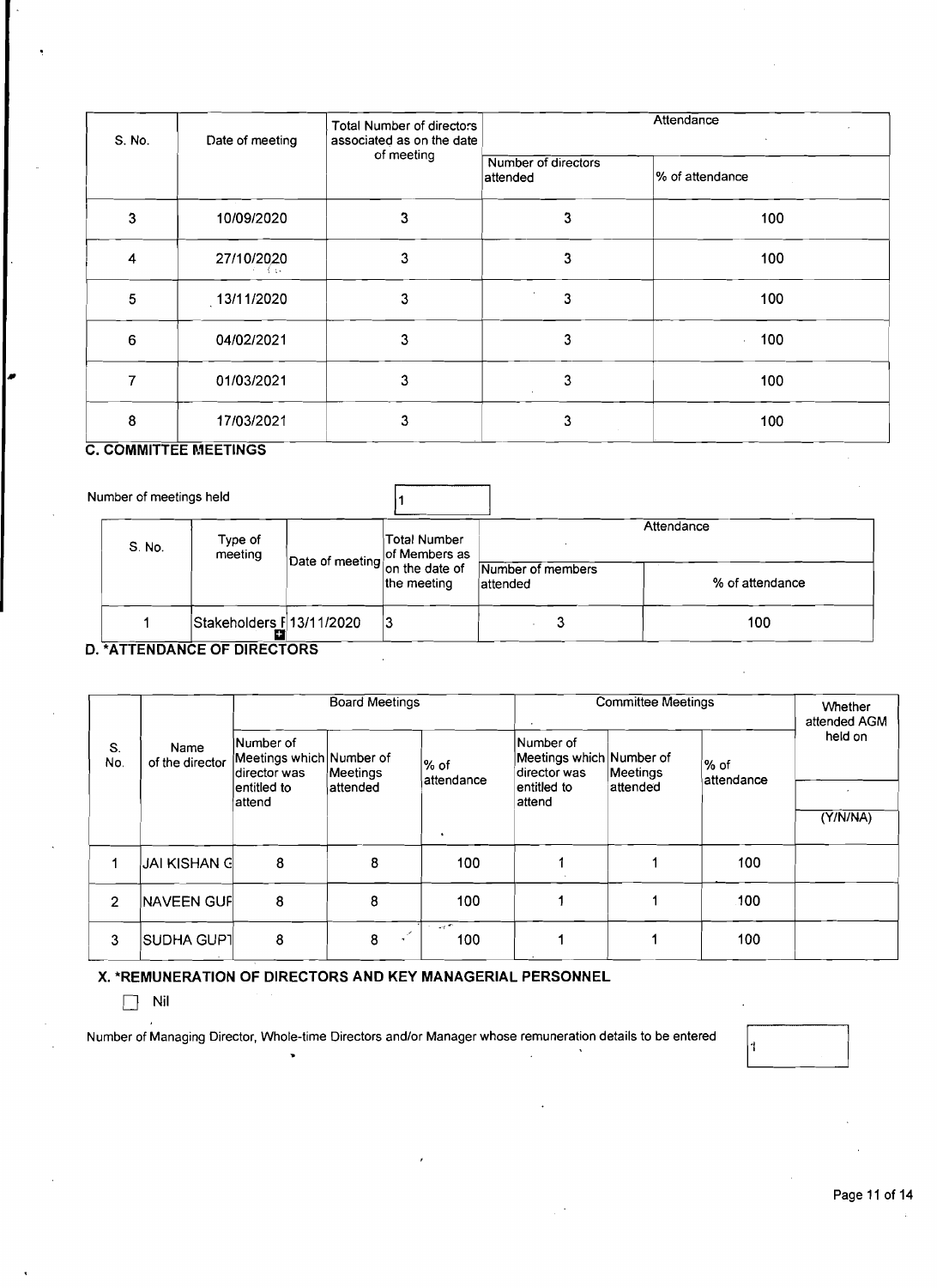| S. No. | Date of meeting | Total Number of directors associated as on the date of meeting | Attendance | |
|---|---|---|---|---|
| | | | Number of directors attended | % of attendance |
| 3 | 10/09/2020 | 3 | 3 | 100 |
| 4 | 27/10/2020 | 3 | 3 | 100 |
| 5 | 13/11/2020 | 3 | 3 | 100 |
| 6 | 04/02/2021 | 3 | 3 | 100 |
| 7 | 01/03/2021 | 3 | 3 | 100 |
| 8 | 17/03/2021 | 3 | 3 | 100 |

**C. COMMITTEE MEETINGS**

Number of meetings held: 1

| S. No. | Type of meeting | Date of meeting | Total Number of Members as on the date of the meeting | Attendance | |
|---|---|---|---|---|---|
| | | | | Number of members attended | % of attendance |
| 1 | Stakeholders F | 13/11/2020 | 3 | 3 | 100 |

**D. *ATTENDANCE OF DIRECTORS**

| S. No. | Name of the director | Board Meetings | | | Committee Meetings | | | Whether attended AGM held on |
|---|---|---|---|---|---|---|---|---|
| | | Number of Meetings which director was entitled to attend | Number of Meetings attended | % of attendance | Number of Meetings which director was entitled to attend | Number of Meetings attended | % of attendance | (Y/N/NA) |
| 1 | JAI KISHAN G | 8 | 8 | 100 | 1 | 1 | 100 | |
| 2 | NAVEEN GUF | 8 | 8 | 100 | 1 | 1 | 100 | |
| 3 | SUDHA GUPT | 8 | 8 | 100 | 1 | 1 | 100 | |

**X. *REMUNERATION OF DIRECTORS AND KEY MANAGERIAL PERSONNEL**

☐ Nil

Number of Managing Director, Whole-time Directors and/or Manager whose remuneration details to be entered: 1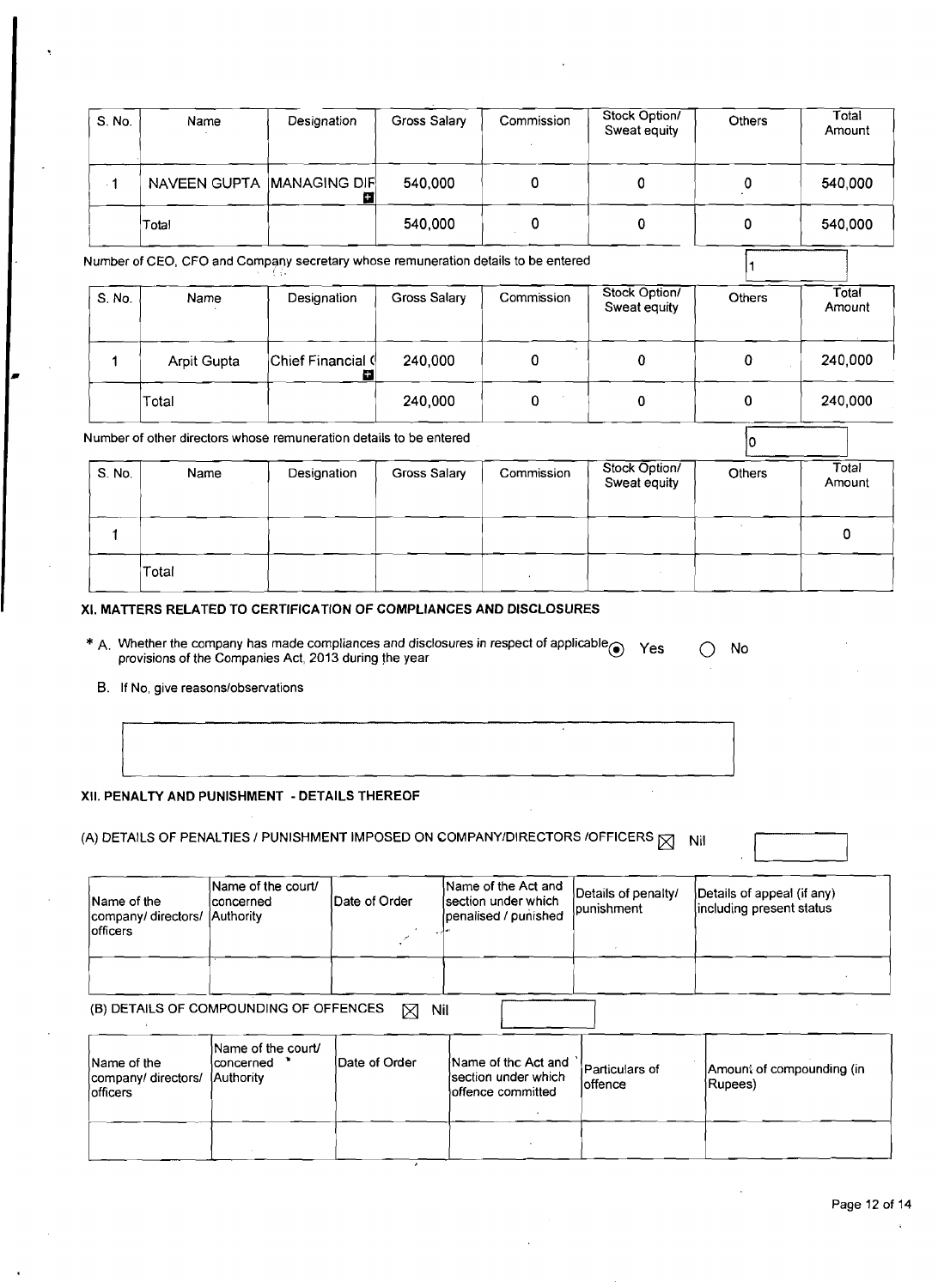| S. No. | Name | Designation | Gross Salary | Commission | Stock Option/ Sweat equity | Others | Total Amount |
|---|---|---|---|---|---|---|---|
| 1 | NAVEEN GUPTA | MANAGING DIR | 540,000 | 0 | 0 | 0 | 540,000 |
| | Total | | 540,000 | 0 | 0 | 0 | 540,000 |

Number of CEO, CFO and Company secretary whose remuneration details to be entered: 1

| S. No. | Name | Designation | Gross Salary | Commission | Stock Option/ Sweat equity | Others | Total Amount |
|---|---|---|---|---|---|---|---|
| 1 | Arpit Gupta | Chief Financial ( | 240,000 | 0 | 0 | 0 | 240,000 |
| | Total | | 240,000 | 0 | 0 | 0 | 240,000 |

Number of other directors whose remuneration details to be entered: 0

| S. No. | Name | Designation | Gross Salary | Commission | Stock Option/ Sweat equity | Others | Total Amount |
|---|---|---|---|---|---|---|---|
| 1 | | | | | | | 0 |
| | Total | | | | | | |

## XI. MATTERS RELATED TO CERTIFICATION OF COMPLIANCES AND DISCLOSURES

* A. Whether the company has made compliances and disclosures in respect of applicable provisions of the Companies Act, 2013 during the year  (●) Yes  ( ) No

B. If No, give reasons/observations

## XII. PENALTY AND PUNISHMENT - DETAILS THEREOF

(A) DETAILS OF PENALTIES / PUNISHMENT IMPOSED ON COMPANY/DIRECTORS /OFFICERS ☒ Nil

| Name of the company/ directors/ officers | Name of the court/ concerned Authority | Date of Order | Name of the Act and section under which penalised / punished | Details of penalty/ punishment | Details of appeal (if any) including present status |
|---|---|---|---|---|---|
| | | | | | |

(B) DETAILS OF COMPOUNDING OF OFFENCES ☒ Nil

| Name of the company/ directors/ officers | Name of the court/ concerned Authority | Date of Order | Name of the Act and section under which offence committed | Particulars of offence | Amount of compounding (in Rupees) |
|---|---|---|---|---|---|
| | | | | | |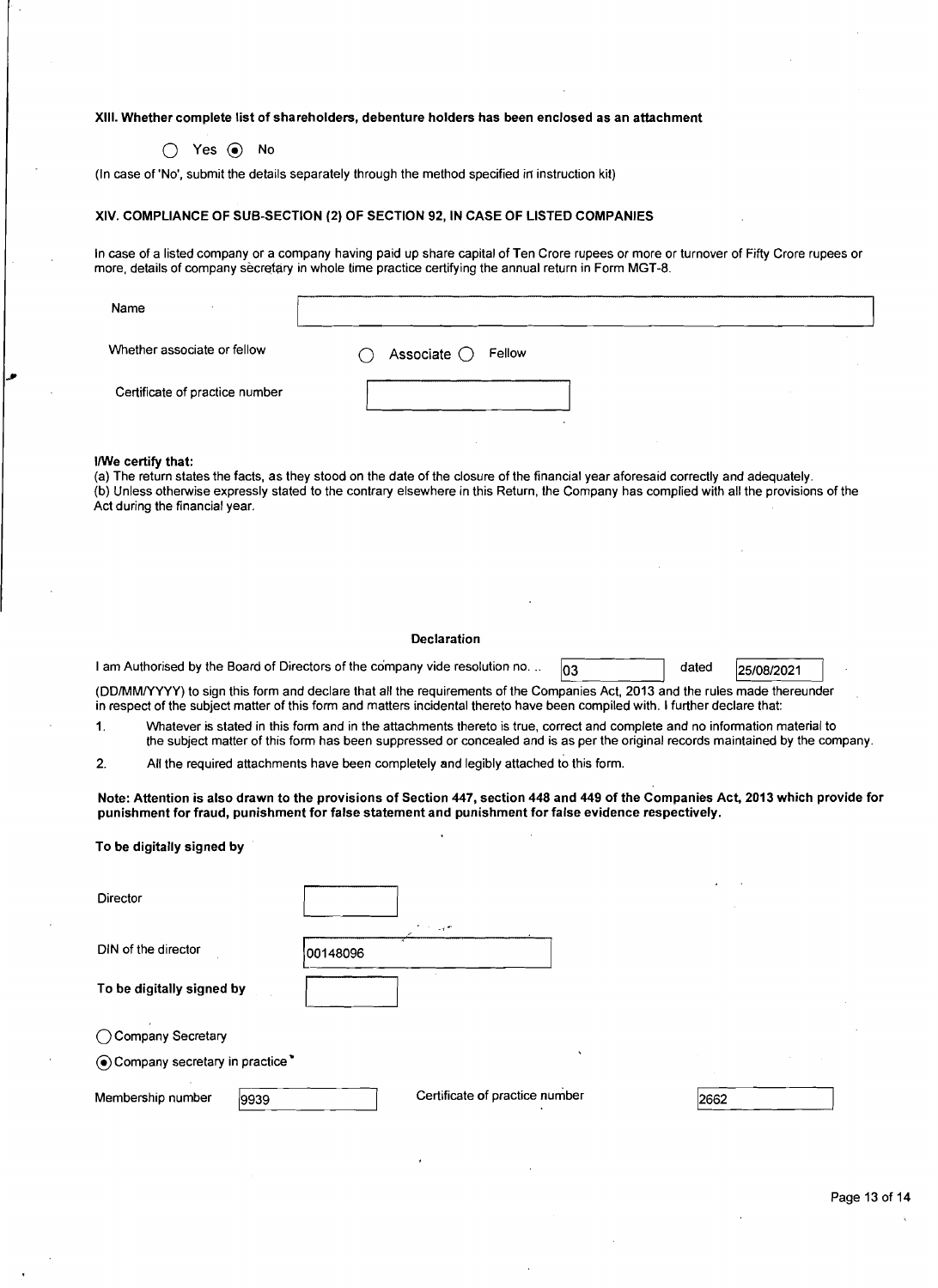### XIII. Whether complete list of shareholders, debenture holders has been enclosed as an attachment

○ Yes ◉ No

(In case of 'No', submit the details separately through the method specified in instruction kit)

### XIV. COMPLIANCE OF SUB-SECTION (2) OF SECTION 92, IN CASE OF LISTED COMPANIES

In case of a listed company or a company having paid up share capital of Ten Crore rupees or more or turnover of Fifty Crore rupees or more, details of company secretary in whole time practice certifying the annual return in Form MGT-8.

| | |
|---|---|
| Name | |
| Whether associate or fellow | ○ Associate ○ Fellow |
| Certificate of practice number | |

**I/We certify that:**

(a) The return states the facts, as they stood on the date of the closure of the financial year aforesaid correctly and adequately.

(b) Unless otherwise expressly stated to the contrary elsewhere in this Return, the Company has complied with all the provisions of the Act during the financial year.

#### Declaration

I am Authorised by the Board of Directors of the company vide resolution no. .. 03 dated 25/08/2021 (DD/MM/YYYY) to sign this form and declare that all the requirements of the Companies Act, 2013 and the rules made thereunder in respect of the subject matter of this form and matters incidental thereto have been compiled with. I further declare that:

1. Whatever is stated in this form and in the attachments thereto is true, correct and complete and no information material to the subject matter of this form has been suppressed or concealed and is as per the original records maintained by the company.
2. All the required attachments have been completely and legibly attached to this form.

**Note: Attention is also drawn to the provisions of Section 447, section 448 and 449 of the Companies Act, 2013 which provide for punishment for fraud, punishment for false statement and punishment for false evidence respectively.**

**To be digitally signed by**

| | |
|---|---|
| Director | |
| DIN of the director | 00148096 |
| **To be digitally signed by** | |

○ Company Secretary

◉ Company secretary in practice

| | | | |
|---|---|---|---|
| Membership number | 9939 | Certificate of practice number | 2662 |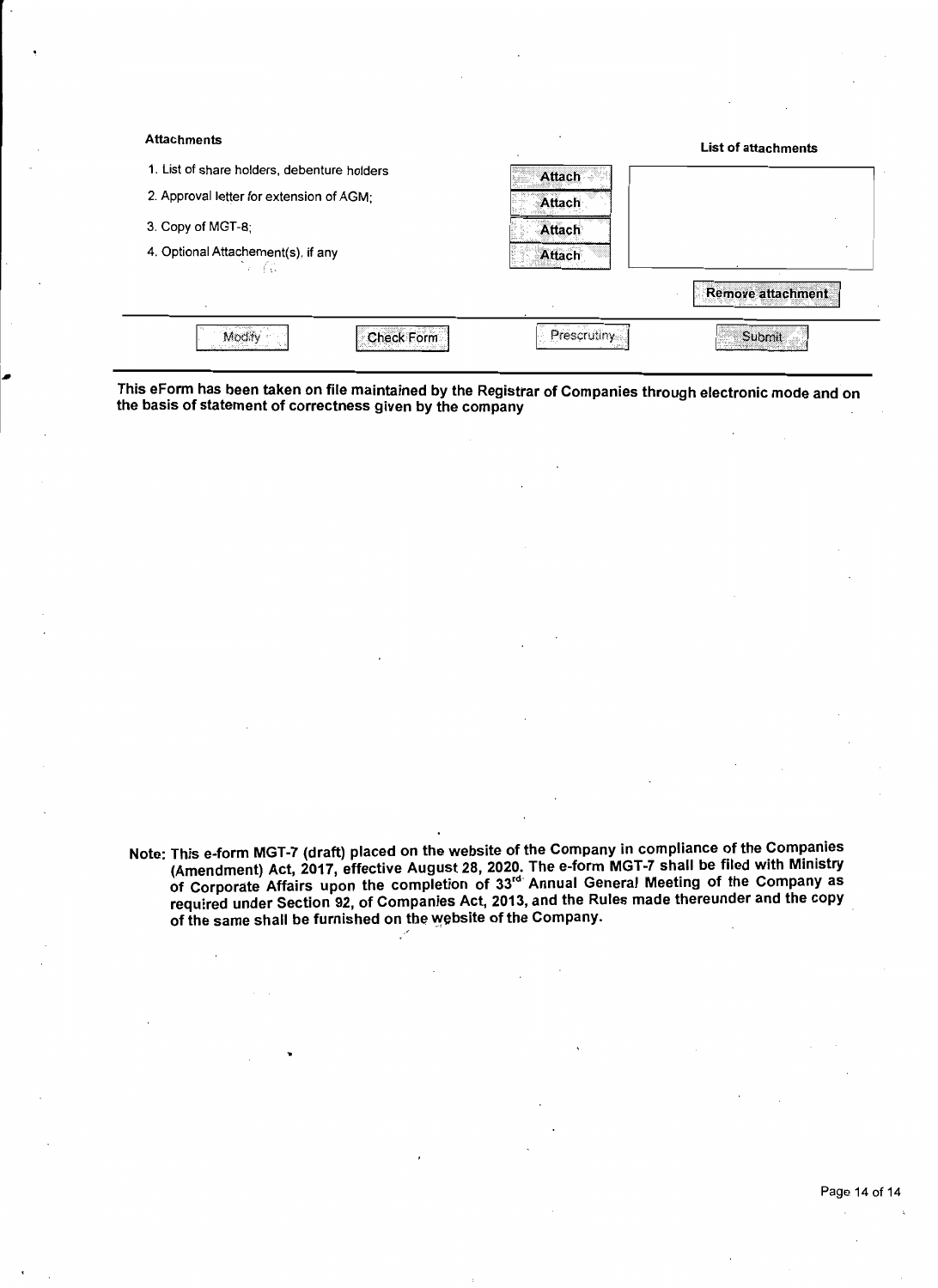**Attachments**

**List of attachments**

1. List of share holders, debenture holders — Attach
2. Approval letter for extension of AGM; — Attach
3. Copy of MGT-8; — Attach
4. Optional Attachement(s), if any — Attach

Remove attachment

Modify | Check Form | Prescrutiny | Submit

**This eForm has been taken on file maintained by the Registrar of Companies through electronic mode and on the basis of statement of correctness given by the company**

**Note: This e-form MGT-7 (draft) placed on the website of the Company in compliance of the Companies (Amendment) Act, 2017, effective August 28, 2020. The e-form MGT-7 shall be filed with Ministry of Corporate Affairs upon the completion of 33rd Annual General Meeting of the Company as required under Section 92, of Companies Act, 2013, and the Rules made thereunder and the copy of the same shall be furnished on the website of the Company.**